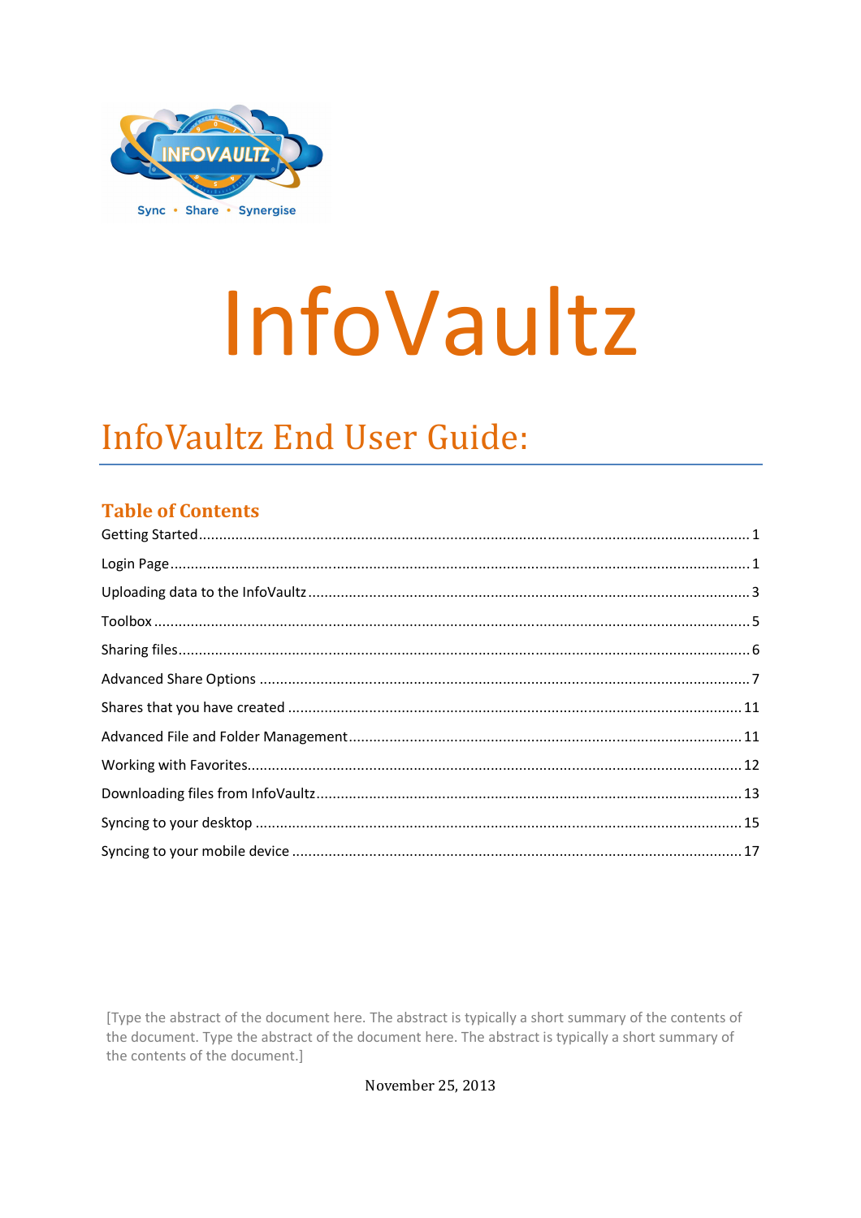# InfoVaultz

## InfoVaultz End User Guide:

### Table of Contents

Getting Started ..... 1

Login Page ..... 1

Uploading data to the InfoVaultz ..... 3

Toolbox ..... 5

Sharing files ..... 6

Advanced Share Options ..... 7

Shares that you have created ..... 11

Advanced File and Folder Management ..... 11

Working with Favorites ..... 12

Downloading files from InfoVaultz ..... 13

Syncing to your desktop ..... 15

Syncing to your mobile device ..... 17

[Type the abstract of the document here. The abstract is typically a short summary of the contents of the document. Type the abstract of the document here. The abstract is typically a short summary of the contents of the document.]

November 25, 2013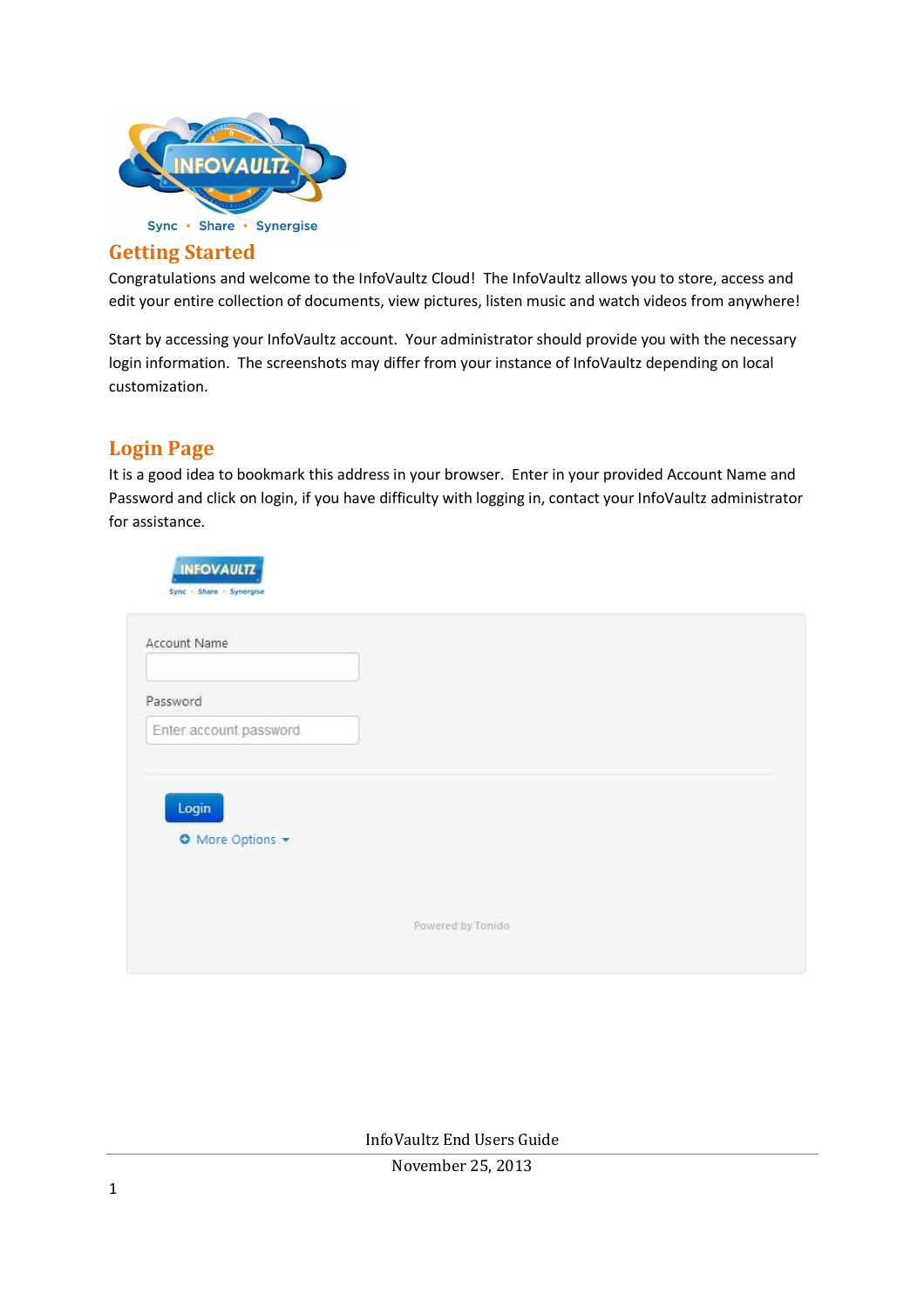## Getting Started

Congratulations and welcome to the InfoVaultz Cloud! The InfoVaultz allows you to store, access and edit your entire collection of documents, view pictures, listen music and watch videos from anywhere!

Start by accessing your InfoVaultz account. Your administrator should provide you with the necessary login information. The screenshots may differ from your instance of InfoVaultz depending on local customization.

## Login Page

It is a good idea to bookmark this address in your browser. Enter in your provided Account Name and Password and click on login, if you have difficulty with logging in, contact your InfoVaultz administrator for assistance.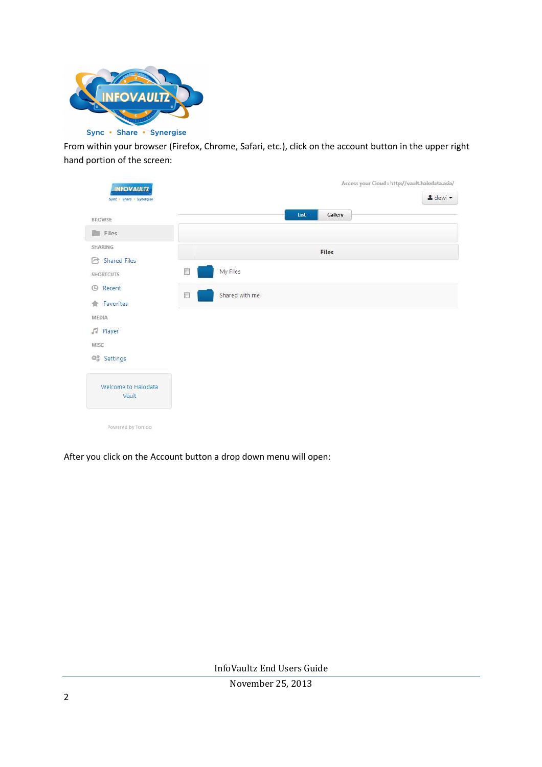From within your browser (Firefox, Chrome, Safari, etc.), click on the account button in the upper right hand portion of the screen:

After you click on the Account button a drop down menu will open: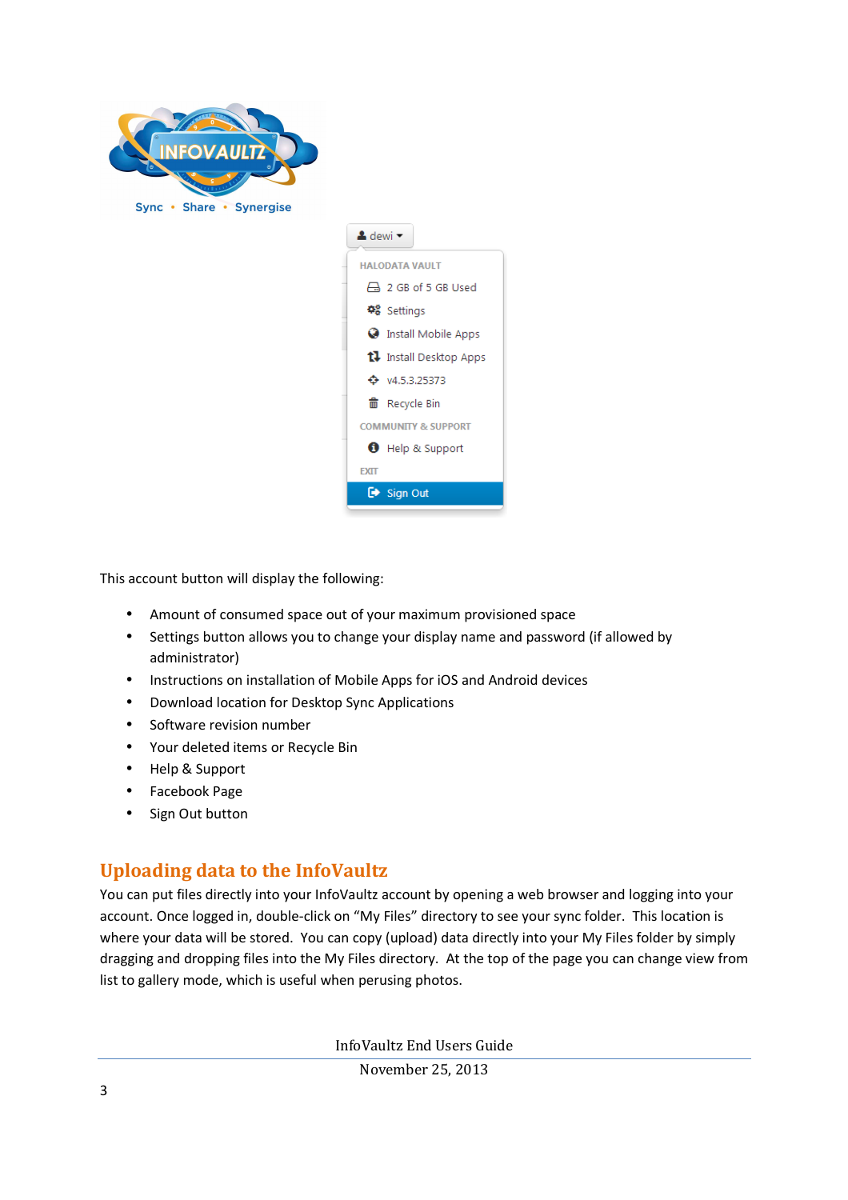This account button will display the following:

- Amount of consumed space out of your maximum provisioned space
- Settings button allows you to change your display name and password (if allowed by administrator)
- Instructions on installation of Mobile Apps for iOS and Android devices
- Download location for Desktop Sync Applications
- Software revision number
- Your deleted items or Recycle Bin
- Help & Support
- Facebook Page
- Sign Out button

## Uploading data to the InfoVaultz

You can put files directly into your InfoVaultz account by opening a web browser and logging into your account. Once logged in, double-click on "My Files" directory to see your sync folder. This location is where your data will be stored. You can copy (upload) data directly into your My Files folder by simply dragging and dropping files into the My Files directory. At the top of the page you can change view from list to gallery mode, which is useful when perusing photos.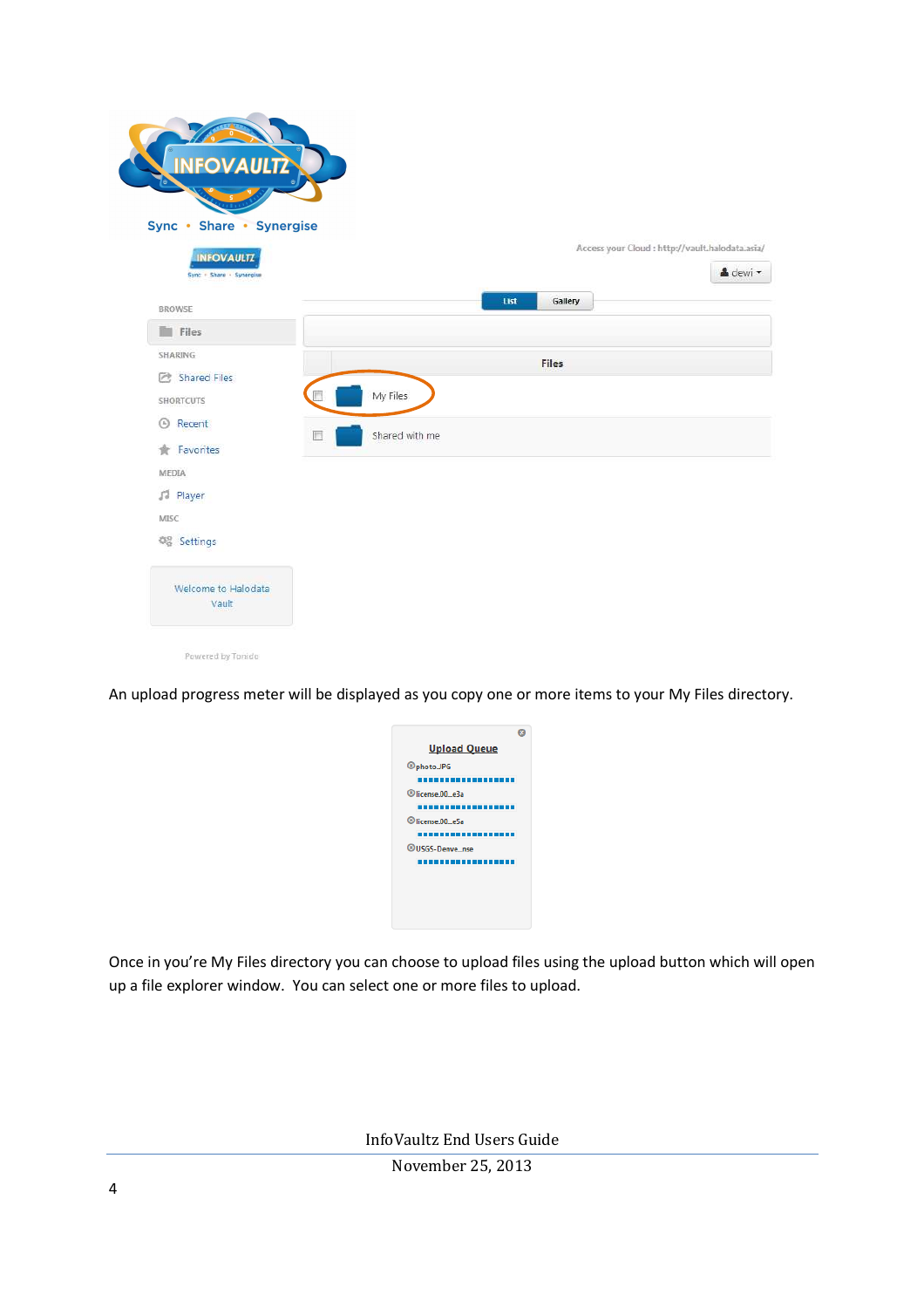An upload progress meter will be displayed as you copy one or more items to your My Files directory.

Once in you're My Files directory you can choose to upload files using the upload button which will open up a file explorer window. You can select one or more files to upload.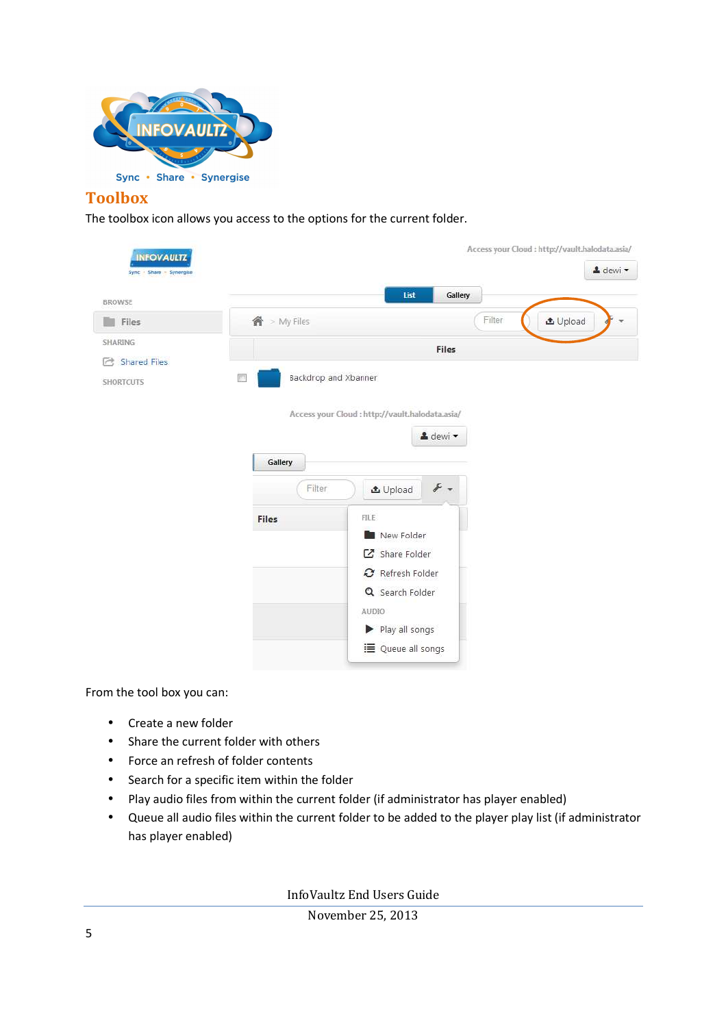## Toolbox

The toolbox icon allows you access to the options for the current folder.

From the tool box you can:

- Create a new folder
- Share the current folder with others
- Force an refresh of folder contents
- Search for a specific item within the folder
- Play audio files from within the current folder (if administrator has player enabled)
- Queue all audio files within the current folder to be added to the player play list (if administrator has player enabled)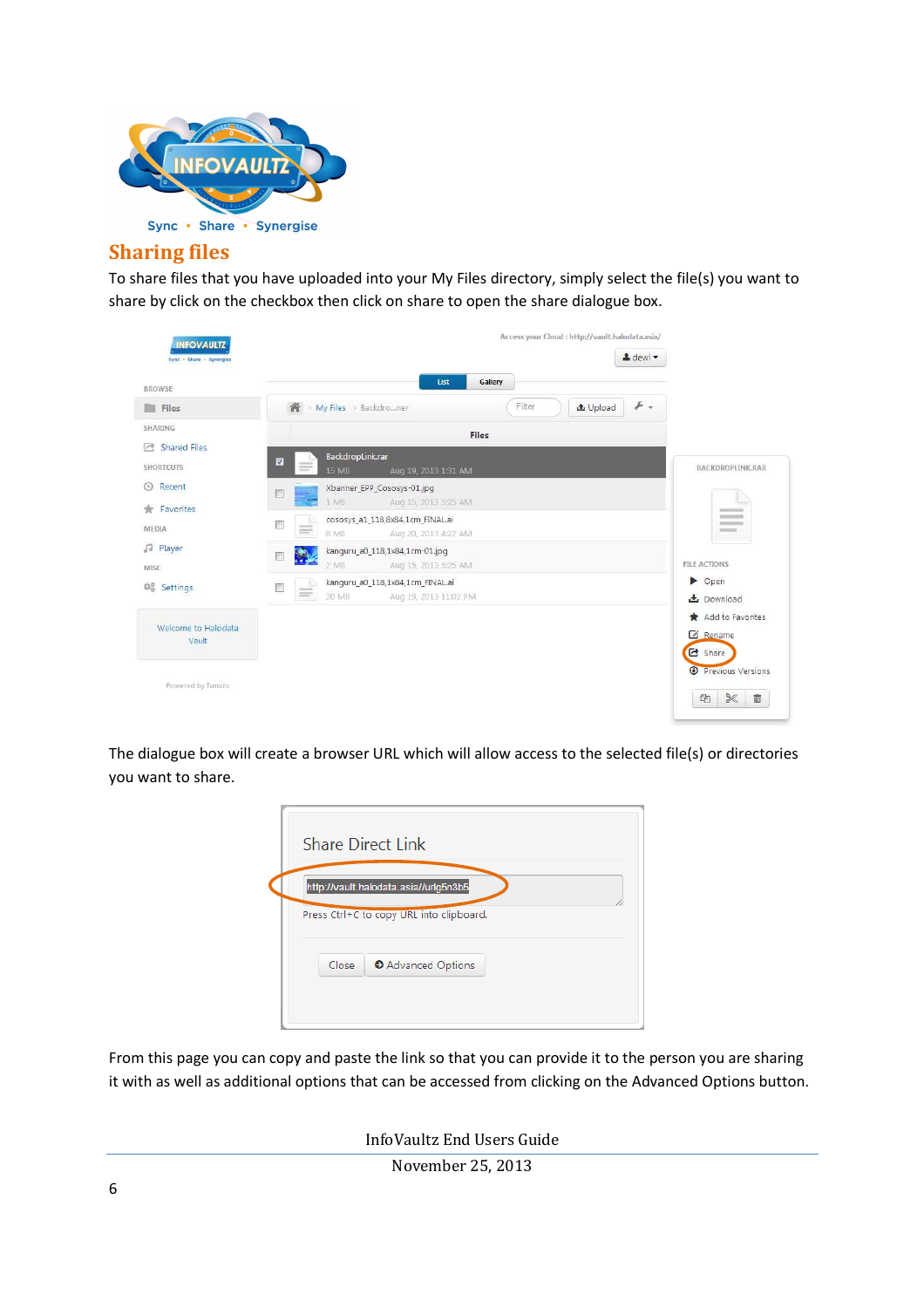## Sharing files

To share files that you have uploaded into your My Files directory, simply select the file(s) you want to share by click on the checkbox then click on share to open the share dialogue box.

The dialogue box will create a browser URL which will allow access to the selected file(s) or directories you want to share.

From this page you can copy and paste the link so that you can provide it to the person you are sharing it with as well as additional options that can be accessed from clicking on the Advanced Options button.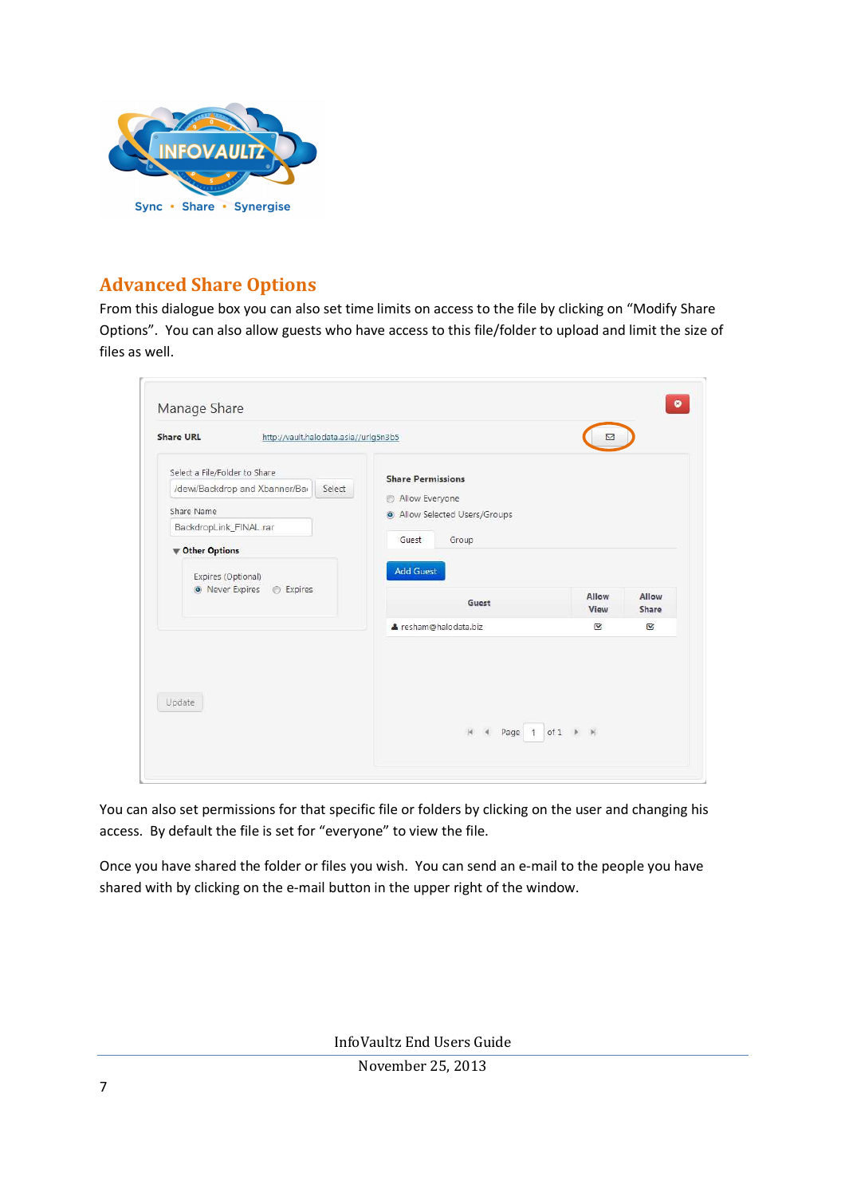## Advanced Share Options

From this dialogue box you can also set time limits on access to the file by clicking on "Modify Share Options". You can also allow guests who have access to this file/folder to upload and limit the size of files as well.

You can also set permissions for that specific file or folders by clicking on the user and changing his access. By default the file is set for "everyone" to view the file.

Once you have shared the folder or files you wish. You can send an e-mail to the people you have shared with by clicking on the e-mail button in the upper right of the window.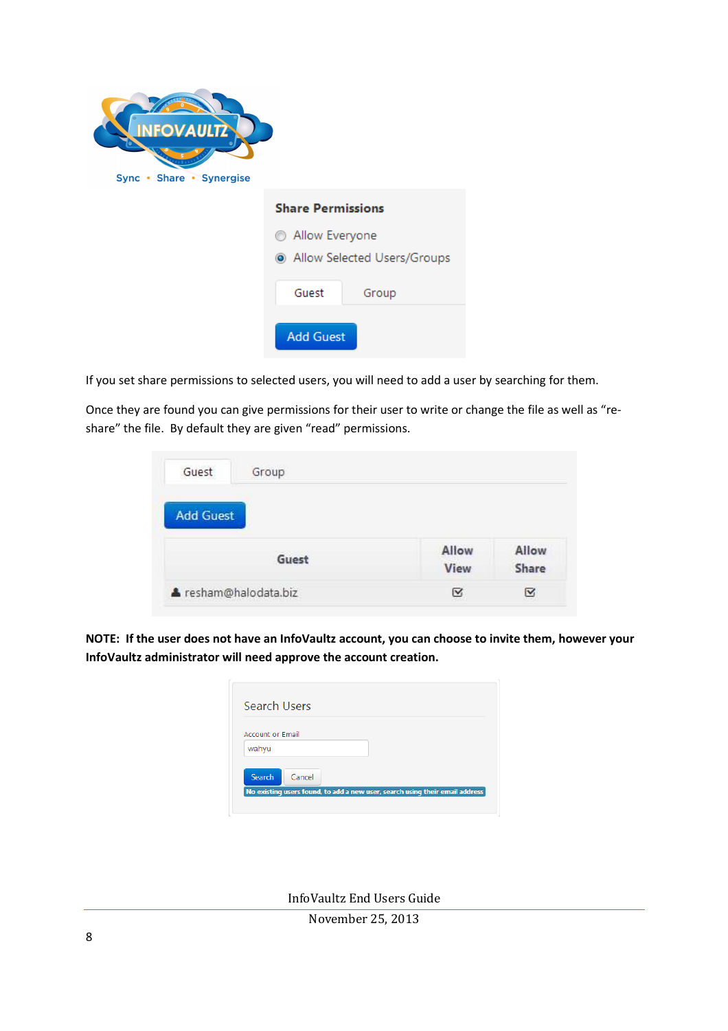If you set share permissions to selected users, you will need to add a user by searching for them.

Once they are found you can give permissions for their user to write or change the file as well as "re-share" the file. By default they are given "read" permissions.

**NOTE: If the user does not have an InfoVaultz account, you can choose to invite them, however your InfoVaultz administrator will need approve the account creation.**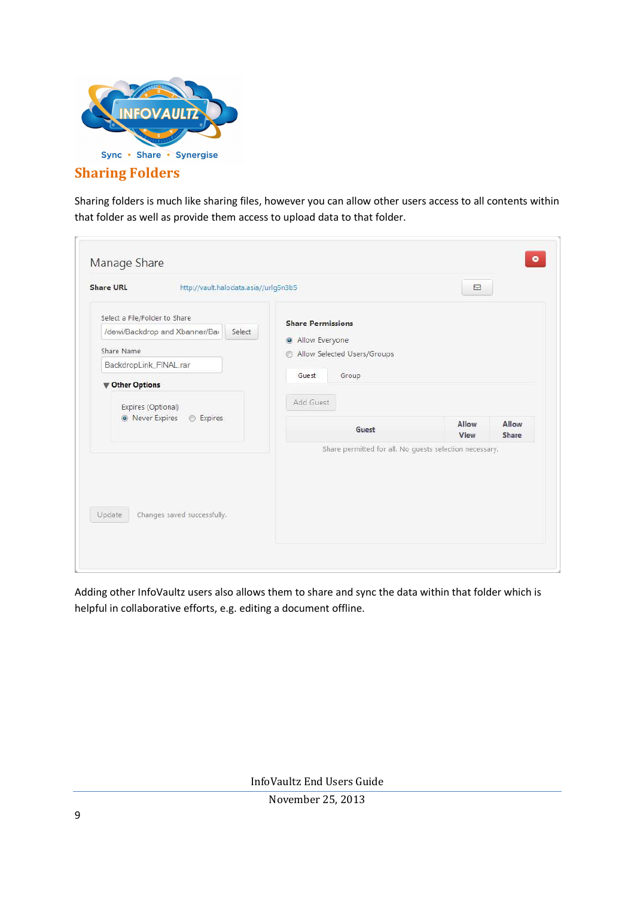## Sharing Folders

Sharing folders is much like sharing files, however you can allow other users access to all contents within that folder as well as provide them access to upload data to that folder.

Adding other InfoVaultz users also allows them to share and sync the data within that folder which is helpful in collaborative efforts, e.g. editing a document offline.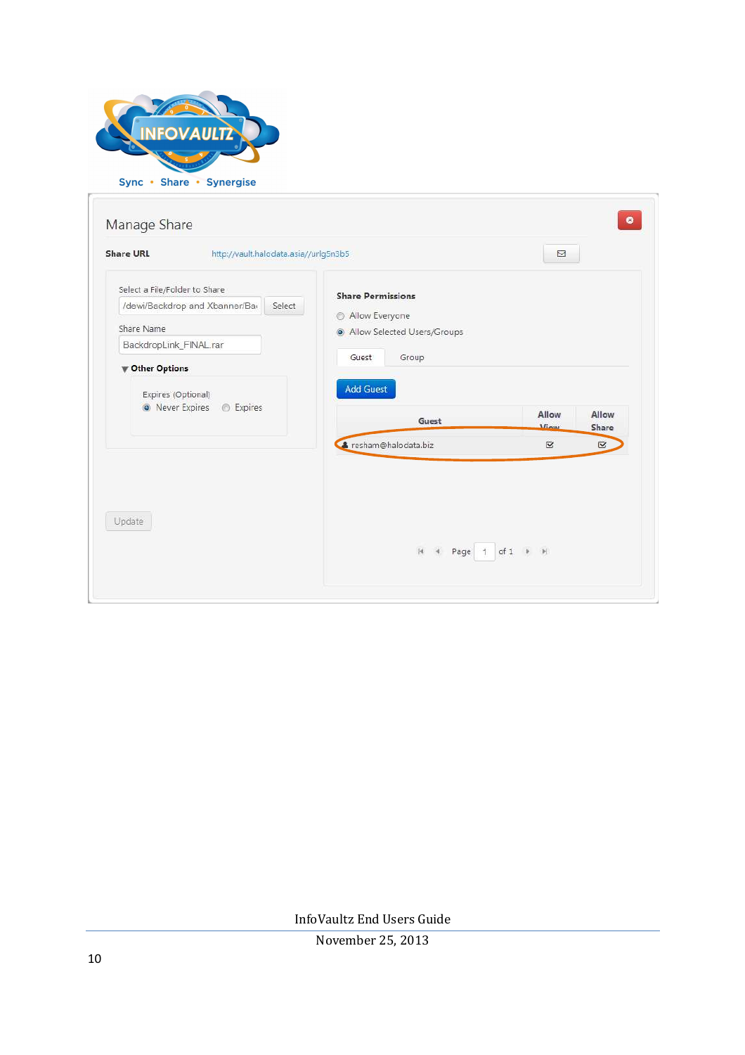INFOVAULTZ

Sync • Share • Synergise

Manage Share

**Share URL** http://vault.halodata.asia//urlg5n3b5

Select a File/Folder to Share

/dewi/Backdrop and Xbanner/Ba | Select

Share Name

BackdropLink_FINAL.rar

▼ **Other Options**

Expires (Optional)

◉ Never Expires ○ Expires

Update

**Share Permissions**

○ Allow Everyone

◉ Allow Selected Users/Groups

Guest | Group

Add Guest

| Guest | Allow View | Allow Share |
|---|---|---|
| resham@halodata.biz | ☑ | ☑ |

Page 1 of 1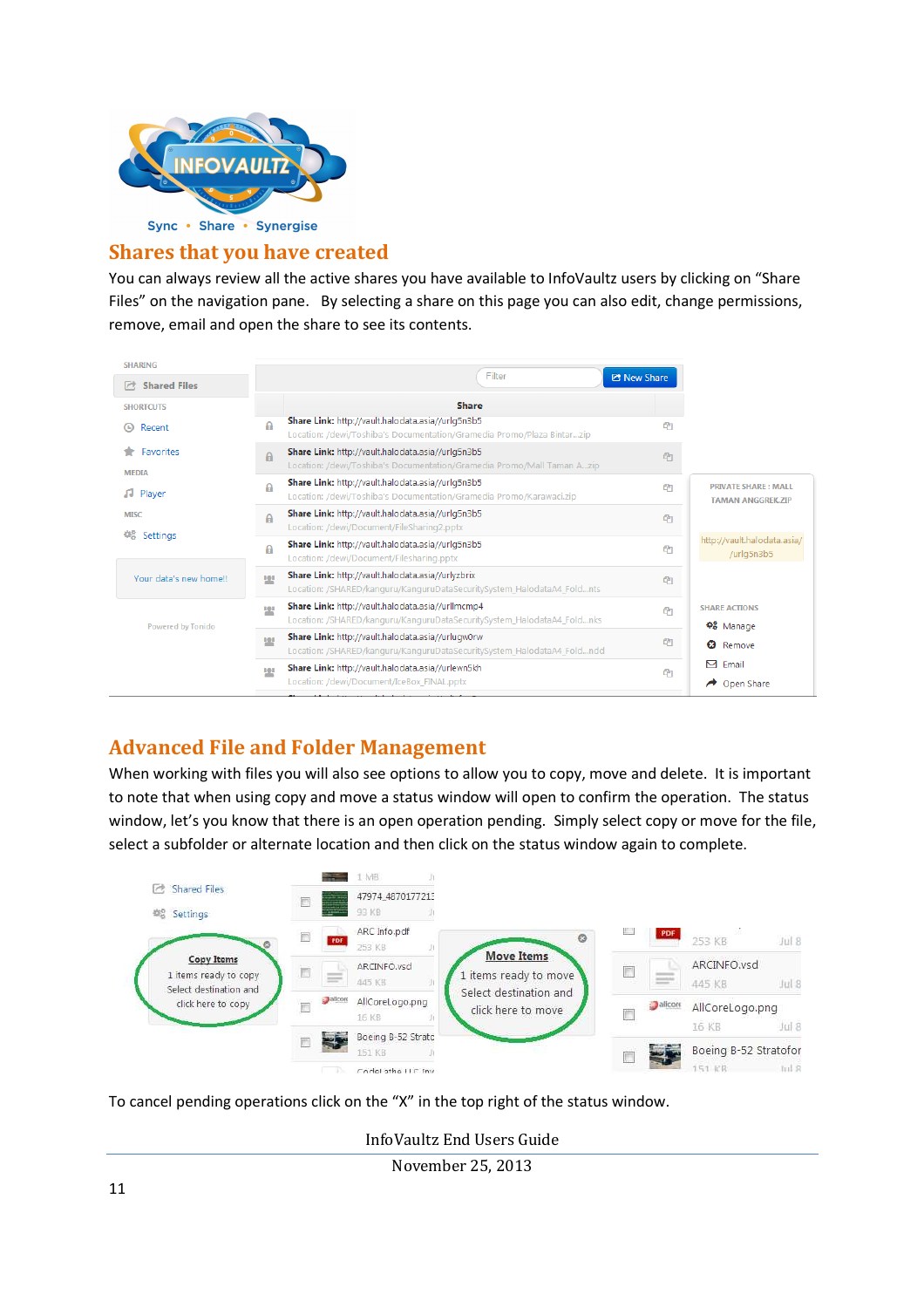## Shares that you have created

You can always review all the active shares you have available to InfoVaultz users by clicking on "Share Files" on the navigation pane. By selecting a share on this page you can also edit, change permissions, remove, email and open the share to see its contents.

## Advanced File and Folder Management

When working with files you will also see options to allow you to copy, move and delete. It is important to note that when using copy and move a status window will open to confirm the operation. The status window, let's you know that there is an open operation pending. Simply select copy or move for the file, select a subfolder or alternate location and then click on the status window again to complete.

To cancel pending operations click on the "X" in the top right of the status window.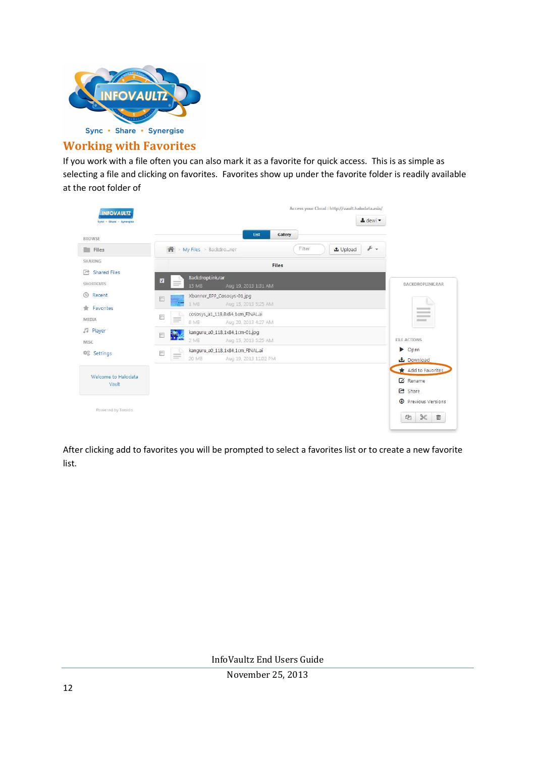## Working with Favorites

If you work with a file often you can also mark it as a favorite for quick access. This is as simple as selecting a file and clicking on favorites. Favorites show up under the favorite folder is readily available at the root folder of

After clicking add to favorites you will be prompted to select a favorites list or to create a new favorite list.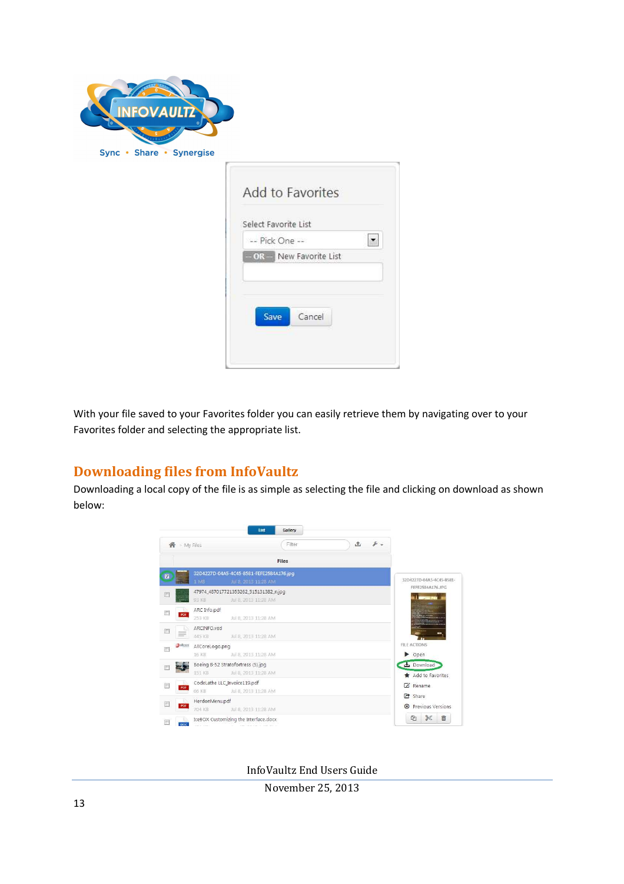With your file saved to your Favorites folder you can easily retrieve them by navigating over to your Favorites folder and selecting the appropriate list.

## Downloading files from InfoVaultz

Downloading a local copy of the file is as simple as selecting the file and clicking on download as shown below: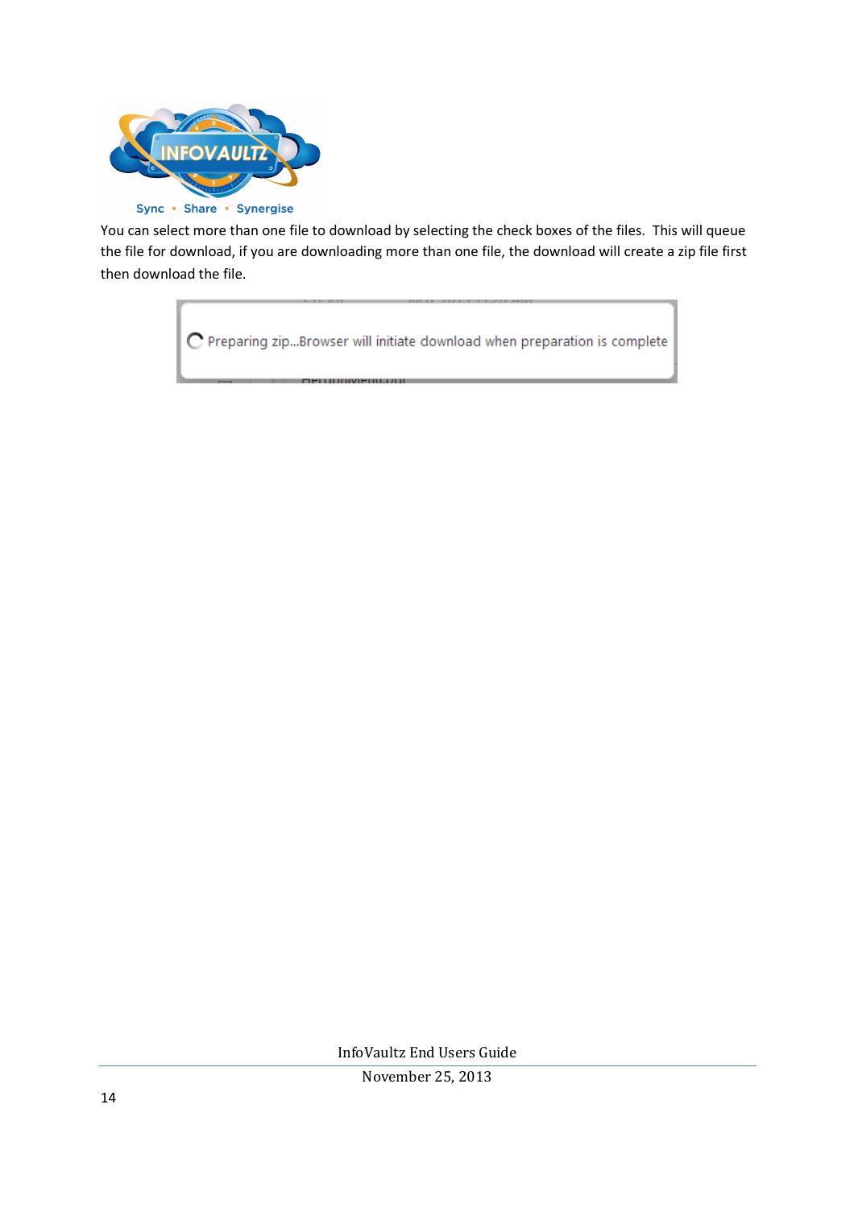You can select more than one file to download by selecting the check boxes of the files. This will queue the file for download, if you are downloading more than one file, the download will create a zip file first then download the file.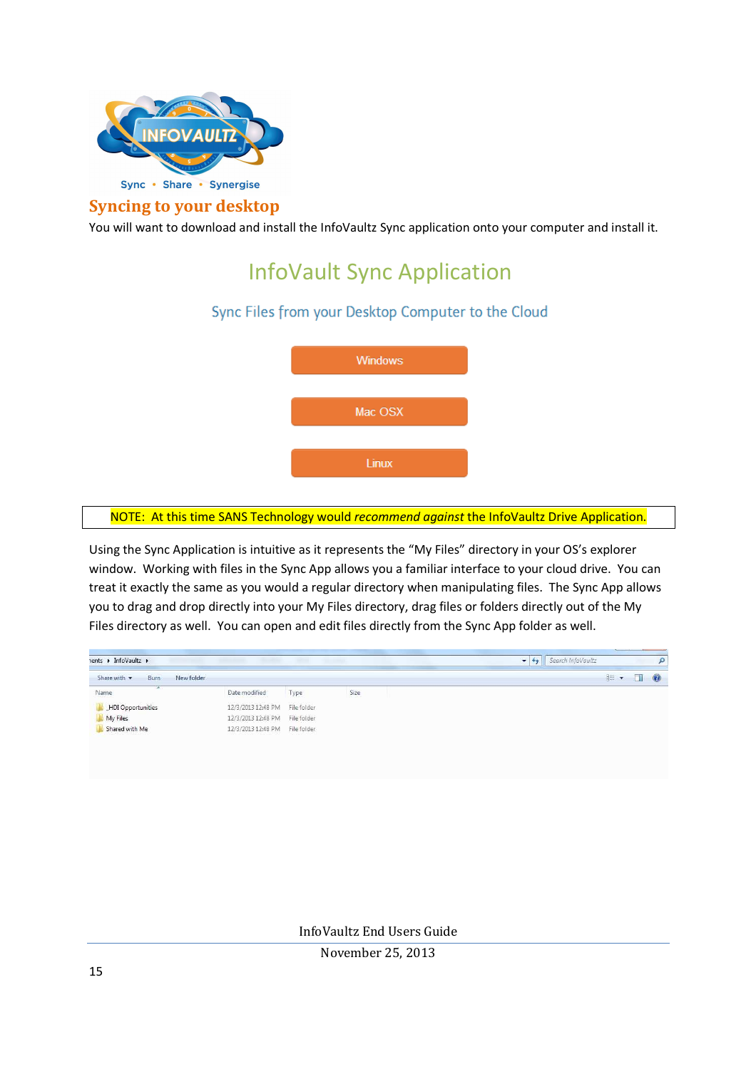Sync • Share • Synergise

## Syncing to your desktop

You will want to download and install the InfoVaultz Sync application onto your computer and install it.

# InfoVault Sync Application

### Sync Files from your Desktop Computer to the Cloud

Windows

Mac OSX

Linux

NOTE: At this time SANS Technology would *recommend against* the InfoVaultz Drive Application.

Using the Sync Application is intuitive as it represents the "My Files" directory in your OS's explorer window. Working with files in the Sync App allows you a familiar interface to your cloud drive. You can treat it exactly the same as you would a regular directory when manipulating files. The Sync App allows you to drag and drop directly into your My Files directory, drag files or folders directly out of the My Files directory as well. You can open and edit files directly from the Sync App folder as well.

| Name | Date modified | Type | Size |
|---|---|---|---|
| _HDI Opportunities | 12/3/2013 12:48 PM | File folder | |
| My Files | 12/3/2013 12:48 PM | File folder | |
| Shared with Me | 12/3/2013 12:48 PM | File folder | |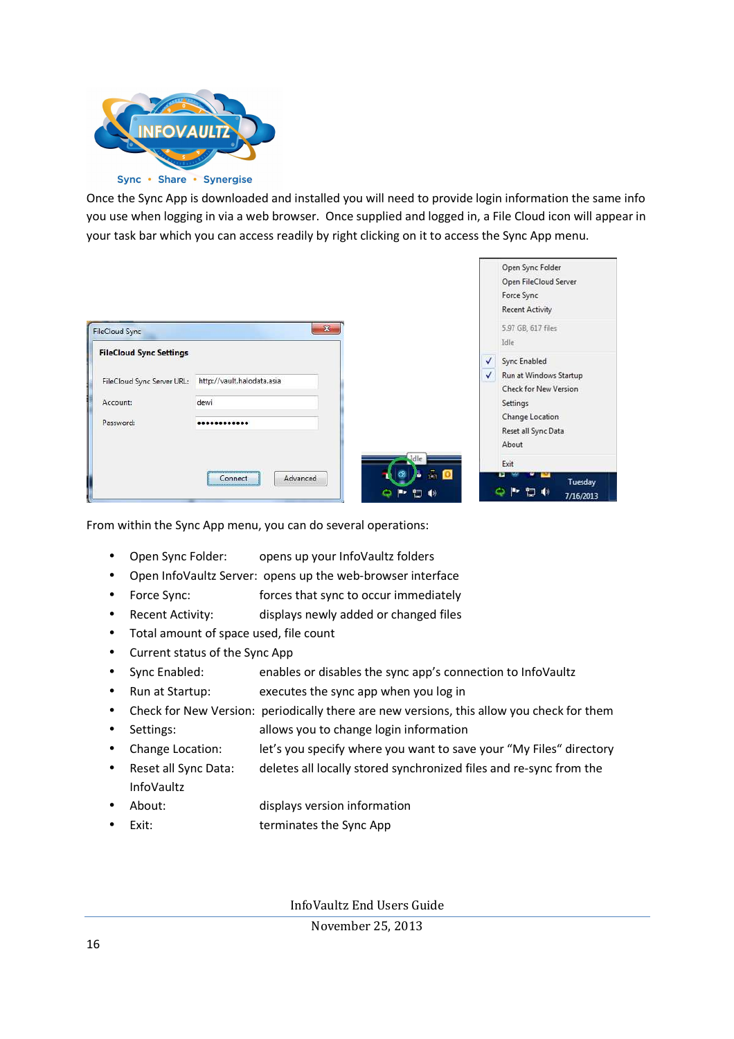Once the Sync App is downloaded and installed you will need to provide login information the same info you use when logging in via a web browser. Once supplied and logged in, a File Cloud icon will appear in your task bar which you can access readily by right clicking on it to access the Sync App menu.

From within the Sync App menu, you can do several operations:

- Open Sync Folder: opens up your InfoVaultz folders
- Open InfoVaultz Server: opens up the web-browser interface
- Force Sync: forces that sync to occur immediately
- Recent Activity: displays newly added or changed files
- Total amount of space used, file count
- Current status of the Sync App
- Sync Enabled: enables or disables the sync app's connection to InfoVaultz
- Run at Startup: executes the sync app when you log in
- Check for New Version: periodically there are new versions, this allow you check for them
- Settings: allows you to change login information
- Change Location: let's you specify where you want to save your "My Files" directory
- Reset all Sync Data: deletes all locally stored synchronized files and re-sync from the InfoVaultz
- About: displays version information
- Exit: terminates the Sync App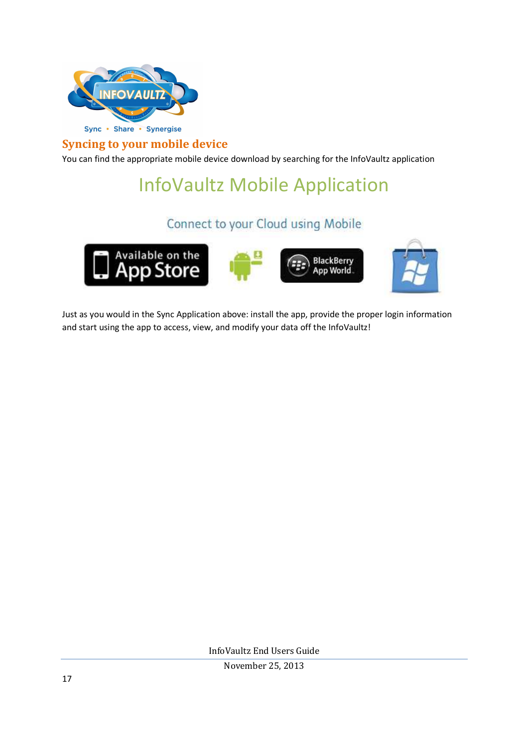## Syncing to your mobile device

You can find the appropriate mobile device download by searching for the InfoVaultz application

# InfoVaultz Mobile Application

Connect to your Cloud using Mobile

Just as you would in the Sync Application above: install the app, provide the proper login information and start using the app to access, view, and modify your data off the InfoVaultz!